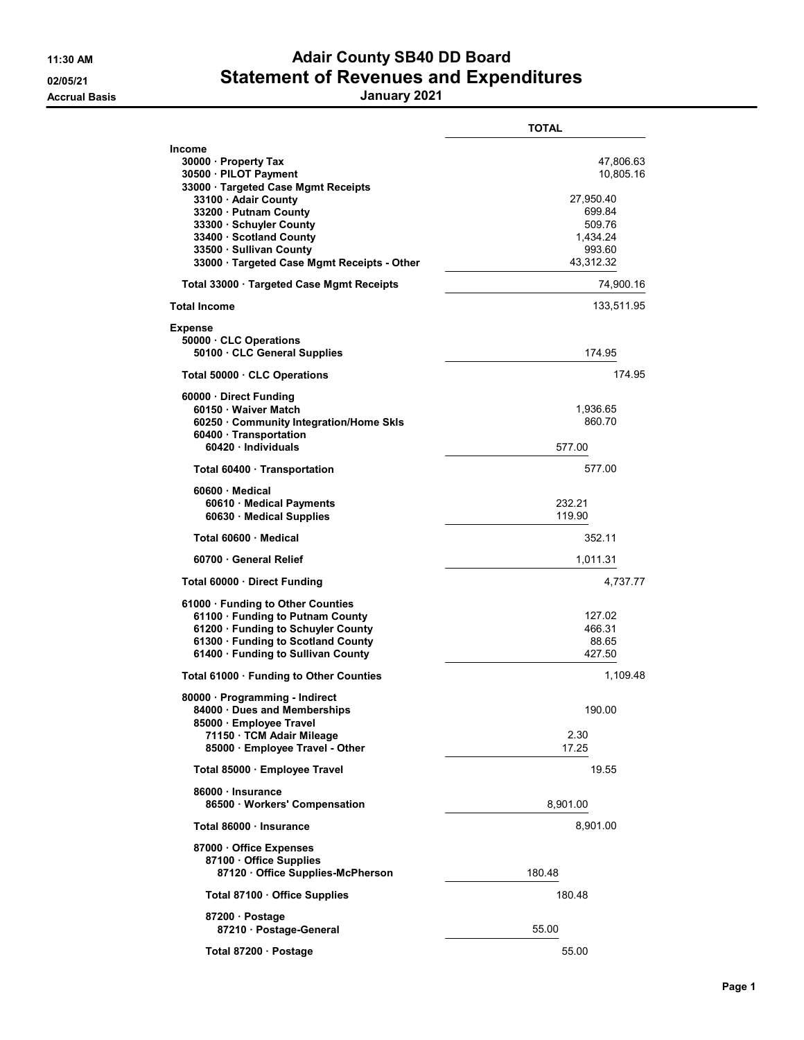**11:30 AM** | **02/05/21** | **Accrual Basis**

# Adair County SB40 DD Board

## Statement of Revenues and Expenditures

### January 2021

| | | TOTAL |
|---|---|---|
| **Income** | | |
| **30000 · Property Tax** | | 47,806.63 |
| **30500 · PILOT Payment** | | 10,805.16 |
| **33000 · Targeted Case Mgmt Receipts** | | |
| **33100 · Adair County** | 27,950.40 | |
| **33200 · Putnam County** | 699.84 | |
| **33300 · Schuyler County** | 509.76 | |
| **33400 · Scotland County** | 1,434.24 | |
| **33500 · Sullivan County** | 993.60 | |
| **33000 · Targeted Case Mgmt Receipts - Other** | 43,312.32 | |
| **Total 33000 · Targeted Case Mgmt Receipts** | | 74,900.16 |
| **Total Income** | | 133,511.95 |
| **Expense** | | |
| **50000 · CLC Operations** | | |
| **50100 · CLC General Supplies** | | 174.95 |
| **Total 50000 · CLC Operations** | | 174.95 |
| **60000 · Direct Funding** | | |
| **60150 · Waiver Match** | | 1,936.65 |
| **60250 · Community Integration/Home Skls** | | 860.70 |
| **60400 · Transportation** | | |
| **60420 · Individuals** | 577.00 | |
| **Total 60400 · Transportation** | | 577.00 |
| **60600 · Medical** | | |
| **60610 · Medical Payments** | 232.21 | |
| **60630 · Medical Supplies** | 119.90 | |
| **Total 60600 · Medical** | | 352.11 |
| **60700 · General Relief** | | 1,011.31 |
| **Total 60000 · Direct Funding** | | 4,737.77 |
| **61000 · Funding to Other Counties** | | |
| **61100 · Funding to Putnam County** | | 127.02 |
| **61200 · Funding to Schuyler County** | | 466.31 |
| **61300 · Funding to Scotland County** | | 88.65 |
| **61400 · Funding to Sullivan County** | | 427.50 |
| **Total 61000 · Funding to Other Counties** | | 1,109.48 |
| **80000 · Programming - Indirect** | | |
| **84000 · Dues and Memberships** | | 190.00 |
| **85000 · Employee Travel** | | |
| **71150 · TCM Adair Mileage** | 2.30 | |
| **85000 · Employee Travel - Other** | 17.25 | |
| **Total 85000 · Employee Travel** | | 19.55 |
| **86000 · Insurance** | | |
| **86500 · Workers' Compensation** | 8,901.00 | |
| **Total 86000 · Insurance** | | 8,901.00 |
| **87000 · Office Expenses** | | |
| **87100 · Office Supplies** | | |
| **87120 · Office Supplies-McPherson** | 180.48 | |
| **Total 87100 · Office Supplies** | | 180.48 |
| **87200 · Postage** | | |
| **87210 · Postage-General** | 55.00 | |
| **Total 87200 · Postage** | | 55.00 |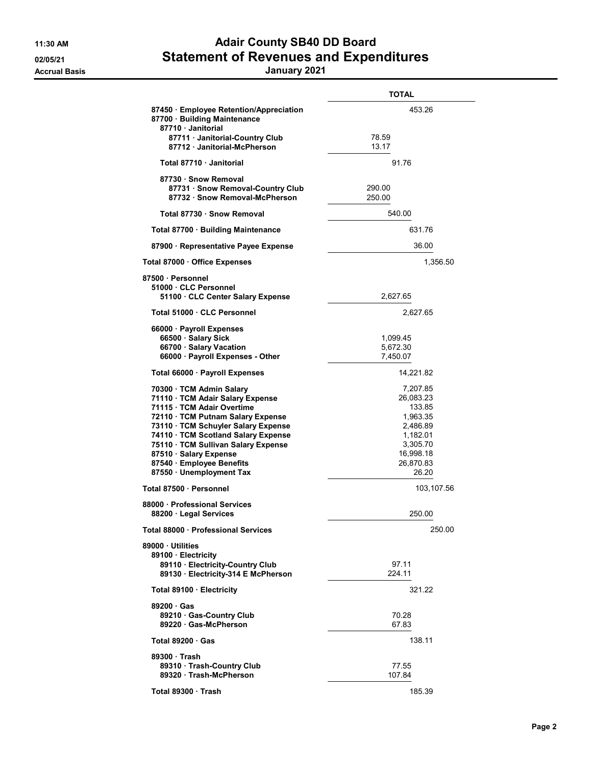# Adair County SB40 DD Board

## Statement of Revenues and Expenditures

**January 2021**

Accrual Basis

| | TOTAL |
|---|---|
| 87450 · Employee Retention/Appreciation | 453.26 |
| 87700 · Building Maintenance | |
| 87710 · Janitorial | |
| 87711 · Janitorial-Country Club | 78.59 |
| 87712 · Janitorial-McPherson | 13.17 |
| Total 87710 · Janitorial | 91.76 |
| 87730 · Snow Removal | |
| 87731 · Snow Removal-Country Club | 290.00 |
| 87732 · Snow Removal-McPherson | 250.00 |
| Total 87730 · Snow Removal | 540.00 |
| Total 87700 · Building Maintenance | 631.76 |
| 87900 · Representative Payee Expense | 36.00 |
| Total 87000 · Office Expenses | 1,356.50 |
| 87500 · Personnel | |
| 51000 · CLC Personnel | |
| 51100 · CLC Center Salary Expense | 2,627.65 |
| Total 51000 · CLC Personnel | 2,627.65 |
| 66000 · Payroll Expenses | |
| 66500 · Salary Sick | 1,099.45 |
| 66700 · Salary Vacation | 5,672.30 |
| 66000 · Payroll Expenses - Other | 7,450.07 |
| Total 66000 · Payroll Expenses | 14,221.82 |
| 70300 · TCM Admin Salary | 7,207.85 |
| 71110 · TCM Adair Salary Expense | 26,083.23 |
| 71115 · TCM Adair Overtime | 133.85 |
| 72110 · TCM Putnam Salary Expense | 1,963.35 |
| 73110 · TCM Schuyler Salary Expense | 2,486.89 |
| 74110 · TCM Scotland Salary Expense | 1,182.01 |
| 75110 · TCM Sullivan Salary Expense | 3,305.70 |
| 87510 · Salary Expense | 16,998.18 |
| 87540 · Employee Benefits | 26,870.83 |
| 87550 · Unemployment Tax | 26.20 |
| Total 87500 · Personnel | 103,107.56 |
| 88000 · Professional Services | |
| 88200 · Legal Services | 250.00 |
| Total 88000 · Professional Services | 250.00 |
| 89000 · Utilities | |
| 89100 · Electricity | |
| 89110 · Electricity-Country Club | 97.11 |
| 89130 · Electricity-314 E McPherson | 224.11 |
| Total 89100 · Electricity | 321.22 |
| 89200 · Gas | |
| 89210 · Gas-Country Club | 70.28 |
| 89220 · Gas-McPherson | 67.83 |
| Total 89200 · Gas | 138.11 |
| 89300 · Trash | |
| 89310 · Trash-Country Club | 77.55 |
| 89320 · Trash-McPherson | 107.84 |
| Total 89300 · Trash | 185.39 |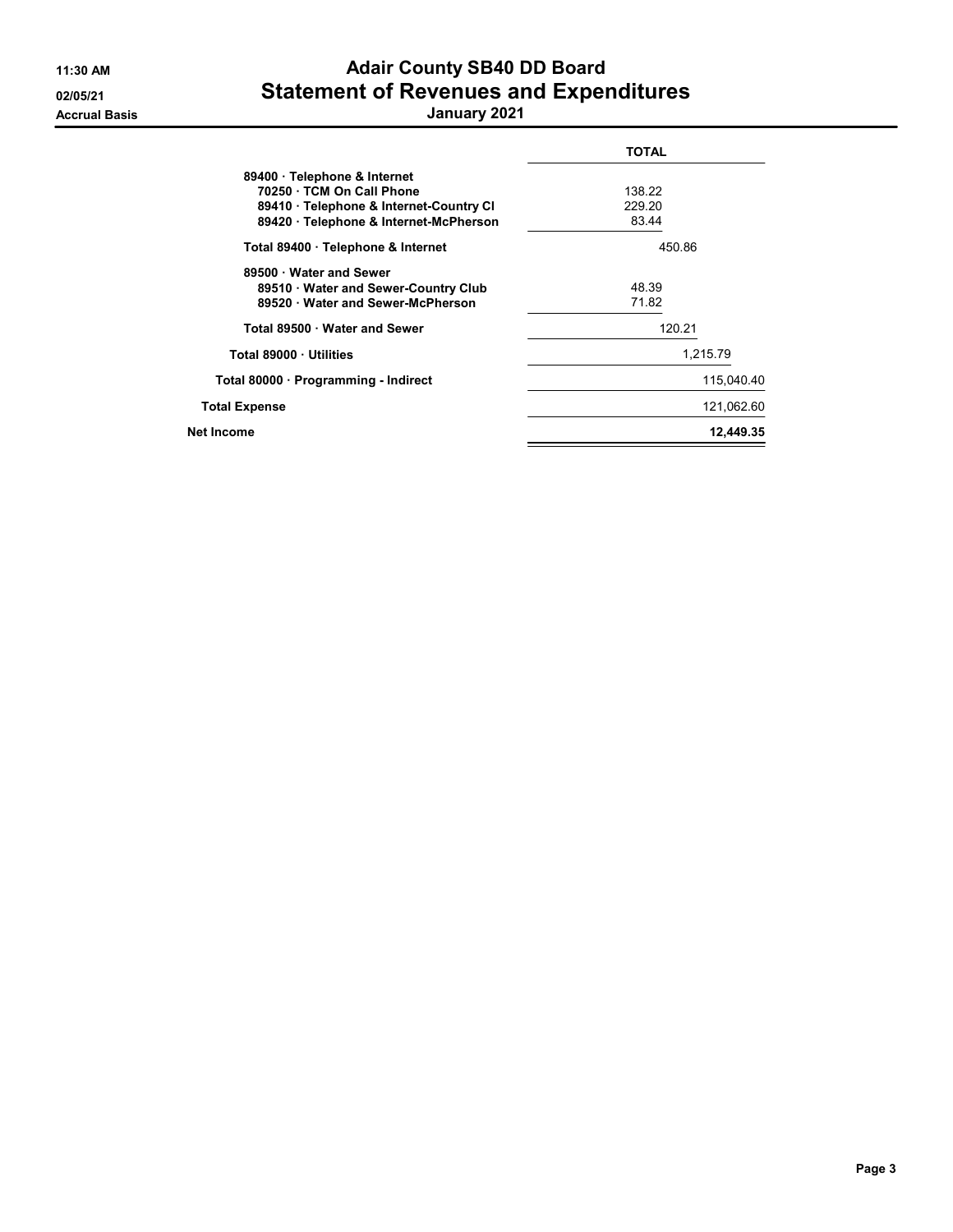# Adair County SB40 DD Board

## Statement of Revenues and Expenditures

**January 2021**

11:30 AM
02/05/21
Accrual Basis

| | TOTAL |
|---|---|
| 89400 · Telephone & Internet | |
| 70250 · TCM On Call Phone | 138.22 |
| 89410 · Telephone & Internet-Country Cl | 229.20 |
| 89420 · Telephone & Internet-McPherson | 83.44 |
| Total 89400 · Telephone & Internet | 450.86 |
| 89500 · Water and Sewer | |
| 89510 · Water and Sewer-Country Club | 48.39 |
| 89520 · Water and Sewer-McPherson | 71.82 |
| Total 89500 · Water and Sewer | 120.21 |
| Total 89000 · Utilities | 1,215.79 |
| Total 80000 · Programming - Indirect | 115,040.40 |
| Total Expense | 121,062.60 |
| **Net Income** | **12,449.35** |